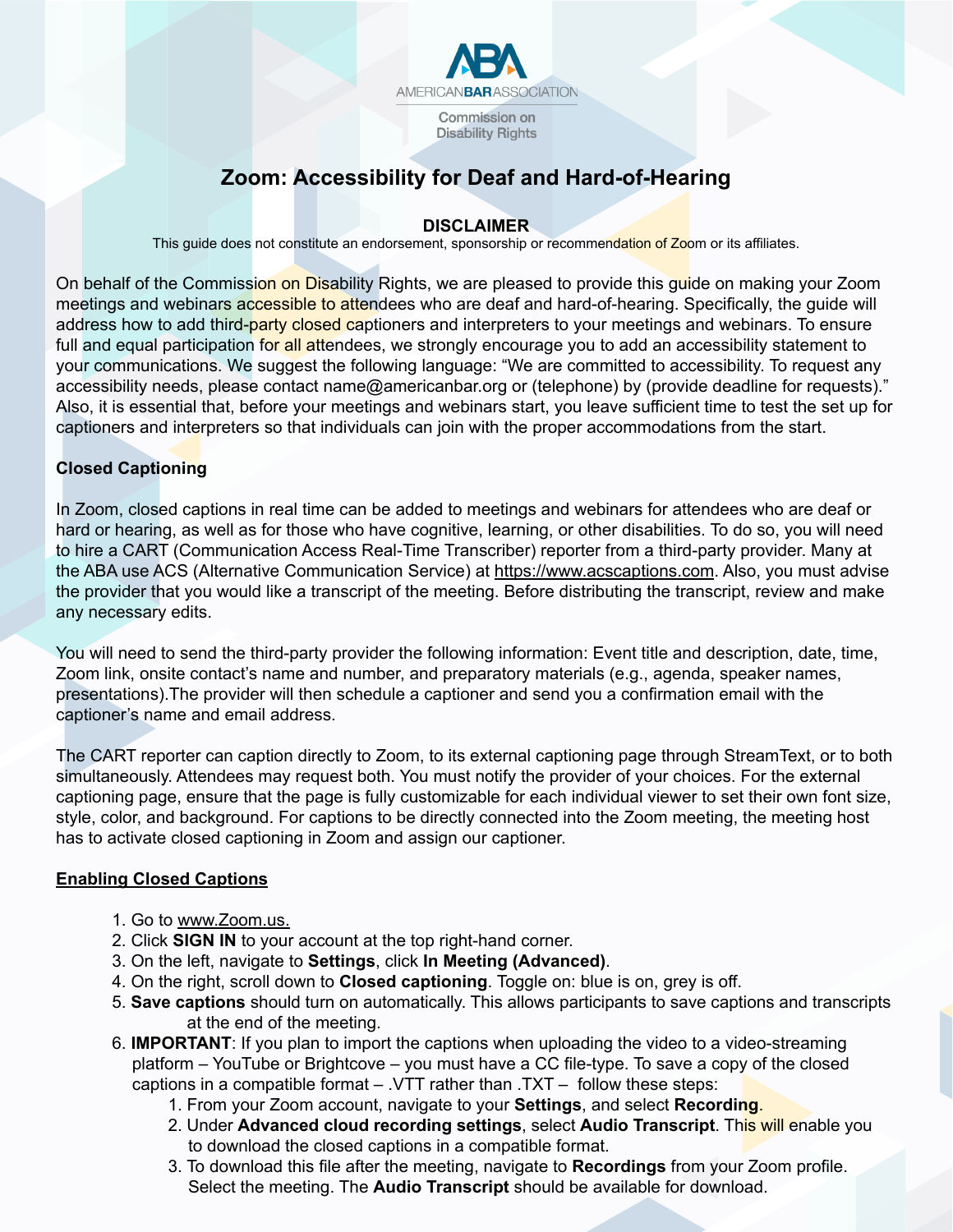AMERICAN BAR ASSOCIATION

Commission on Disability Rights

# Zoom: Accessibility for Deaf and Hard-of-Hearing

**DISCLAIMER**

This guide does not constitute an endorsement, sponsorship or recommendation of Zoom or its affiliates.

On behalf of the Commission on Disability Rights, we are pleased to provide this guide on making your Zoom meetings and webinars accessible to attendees who are deaf and hard-of-hearing. Specifically, the guide will address how to add third-party closed captioners and interpreters to your meetings and webinars. To ensure full and equal participation for all attendees, we strongly encourage you to add an accessibility statement to your communications. We suggest the following language: "We are committed to accessibility. To request any accessibility needs, please contact name@americanbar.org or (telephone) by (provide deadline for requests)." Also, it is essential that, before your meetings and webinars start, you leave sufficient time to test the set up for captioners and interpreters so that individuals can join with the proper accommodations from the start.

## Closed Captioning

In Zoom, closed captions in real time can be added to meetings and webinars for attendees who are deaf or hard or hearing, as well as for those who have cognitive, learning, or other disabilities. To do so, you will need to hire a CART (Communication Access Real-Time Transcriber) reporter from a third-party provider. Many at the ABA use ACS (Alternative Communication Service) at https://www.acscaptions.com. Also, you must advise the provider that you would like a transcript of the meeting. Before distributing the transcript, review and make any necessary edits.

You will need to send the third-party provider the following information: Event title and description, date, time, Zoom link, onsite contact's name and number, and preparatory materials (e.g., agenda, speaker names, presentations).The provider will then schedule a captioner and send you a confirmation email with the captioner's name and email address.

The CART reporter can caption directly to Zoom, to its external captioning page through StreamText, or to both simultaneously. Attendees may request both. You must notify the provider of your choices. For the external captioning page, ensure that the page is fully customizable for each individual viewer to set their own font size, style, color, and background. For captions to be directly connected into the Zoom meeting, the meeting host has to activate closed captioning in Zoom and assign our captioner.

### Enabling Closed Captions

1. Go to www.Zoom.us.
2. Click **SIGN IN** to your account at the top right-hand corner.
3. On the left, navigate to **Settings**, click **In Meeting (Advanced)**.
4. On the right, scroll down to **Closed captioning**. Toggle on: blue is on, grey is off.
5. **Save captions** should turn on automatically. This allows participants to save captions and transcripts at the end of the meeting.
6. **IMPORTANT**: If you plan to import the captions when uploading the video to a video-streaming platform – YouTube or Brightcove – you must have a CC file-type. To save a copy of the closed captions in a compatible format – .VTT rather than .TXT – follow these steps:
   1. From your Zoom account, navigate to your **Settings**, and select **Recording**.
   2. Under **Advanced cloud recording settings**, select **Audio Transcript**. This will enable you to download the closed captions in a compatible format.
   3. To download this file after the meeting, navigate to **Recordings** from your Zoom profile. Select the meeting. The **Audio Transcript** should be available for download.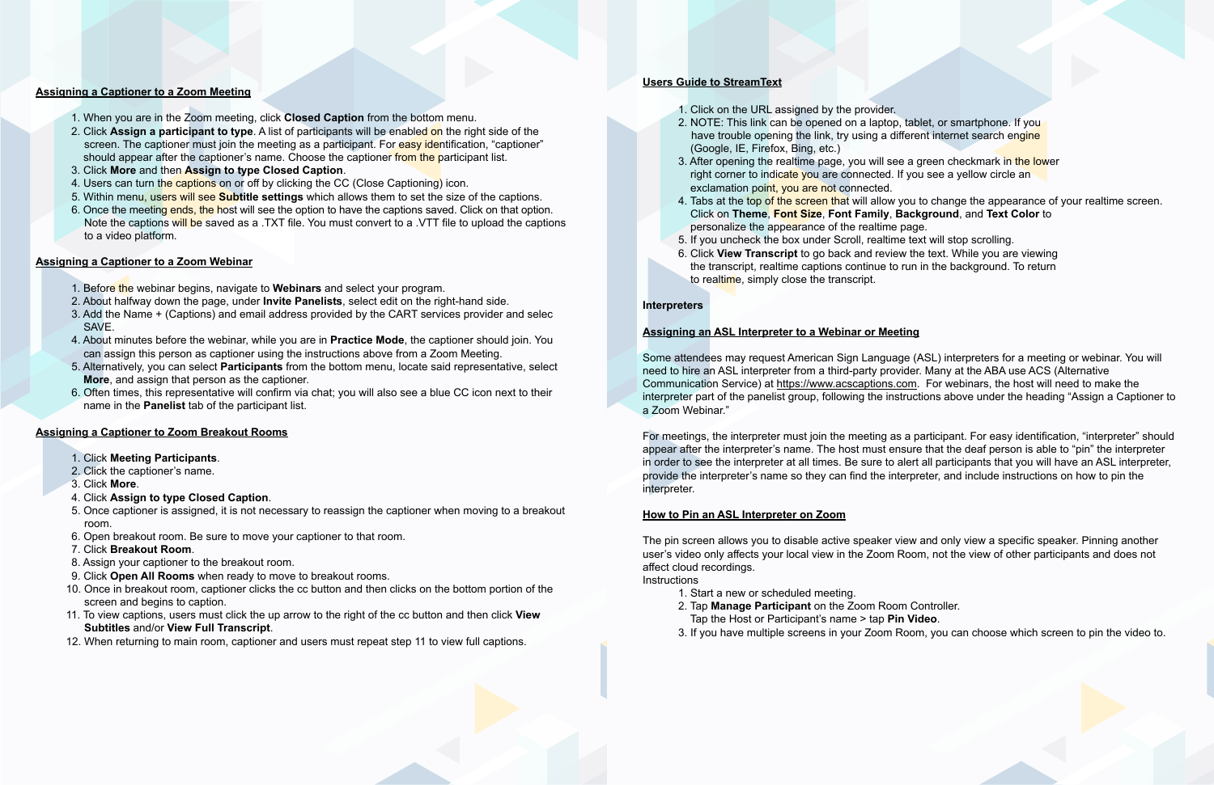## Assigning a Captioner to a Zoom Meeting

1. When you are in the Zoom meeting, click **Closed Caption** from the bottom menu.
2. Click **Assign a participant to type**. A list of participants will be enabled on the right side of the screen. The captioner must join the meeting as a participant. For easy identification, "captioner" should appear after the captioner's name. Choose the captioner from the participant list.
3. Click **More** and then **Assign to type Closed Caption**.
4. Users can turn the captions on or off by clicking the CC (Close Captioning) icon.
5. Within menu, users will see **Subtitle settings** which allows them to set the size of the captions.
6. Once the meeting ends, the host will see the option to have the captions saved. Click on that option. Note the captions will be saved as a .TXT file. You must convert to a .VTT file to upload the captions to a video platform.

## Assigning a Captioner to a Zoom Webinar

1. Before the webinar begins, navigate to **Webinars** and select your program.
2. About halfway down the page, under **Invite Panelists**, select edit on the right-hand side.
3. Add the Name + (Captions) and email address provided by the CART services provider and selec SAVE.
4. About minutes before the webinar, while you are in **Practice Mode**, the captioner should join. You can assign this person as captioner using the instructions above from a Zoom Meeting.
5. Alternatively, you can select **Participants** from the bottom menu, locate said representative, select **More**, and assign that person as the captioner.
6. Often times, this representative will confirm via chat; you will also see a blue CC icon next to their name in the **Panelist** tab of the participant list.

## Assigning a Captioner to Zoom Breakout Rooms

1. Click **Meeting Participants**.
2. Click the captioner's name.
3. Click **More**.
4. Click **Assign to type Closed Caption**.
5. Once captioner is assigned, it is not necessary to reassign the captioner when moving to a breakout room.
6. Open breakout room. Be sure to move your captioner to that room.
7. Click **Breakout Room**.
8. Assign your captioner to the breakout room.
9. Click **Open All Rooms** when ready to move to breakout rooms.
10. Once in breakout room, captioner clicks the cc button and then clicks on the bottom portion of the screen and begins to caption.
11. To view captions, users must click the up arrow to the right of the cc button and then click **View Subtitles** and/or **View Full Transcript**.
12. When returning to main room, captioner and users must repeat step 11 to view full captions.

## Users Guide to StreamText

1. Click on the URL assigned by the provider.
2. NOTE: This link can be opened on a laptop, tablet, or smartphone. If you have trouble opening the link, try using a different internet search engine (Google, IE, Firefox, Bing, etc.)
3. After opening the realtime page, you will see a green checkmark in the lower right corner to indicate you are connected. If you see a yellow circle an exclamation point, you are not connected.
4. Tabs at the top of the screen that will allow you to change the appearance of your realtime screen. Click on **Theme**, **Font Size**, **Font Family**, **Background**, and **Text Color** to personalize the appearance of the realtime page.
5. If you uncheck the box under Scroll, realtime text will stop scrolling.
6. Click **View Transcript** to go back and review the text. While you are viewing the transcript, realtime captions continue to run in the background. To return to realtime, simply close the transcript.

**Interpreters**

## Assigning an ASL Interpreter to a Webinar or Meeting

Some attendees may request American Sign Language (ASL) interpreters for a meeting or webinar. You will need to hire an ASL interpreter from a third-party provider. Many at the ABA use ACS (Alternative Communication Service) at https://www.acscaptions.com. For webinars, the host will need to make the interpreter part of the panelist group, following the instructions above under the heading "Assign a Captioner to a Zoom Webinar."

For meetings, the interpreter must join the meeting as a participant. For easy identification, "interpreter" should appear after the interpreter's name. The host must ensure that the deaf person is able to "pin" the interpreter in order to see the interpreter at all times. Be sure to alert all participants that you will have an ASL interpreter, provide the interpreter's name so they can find the interpreter, and include instructions on how to pin the interpreter.

## How to Pin an ASL Interpreter on Zoom

The pin screen allows you to disable active speaker view and only view a specific speaker. Pinning another user's video only affects your local view in the Zoom Room, not the view of other participants and does not affect cloud recordings.

Instructions

1. Start a new or scheduled meeting.
2. Tap **Manage Participant** on the Zoom Room Controller.
   Tap the Host or Participant's name > tap **Pin Video**.
3. If you have multiple screens in your Zoom Room, you can choose which screen to pin the video to.